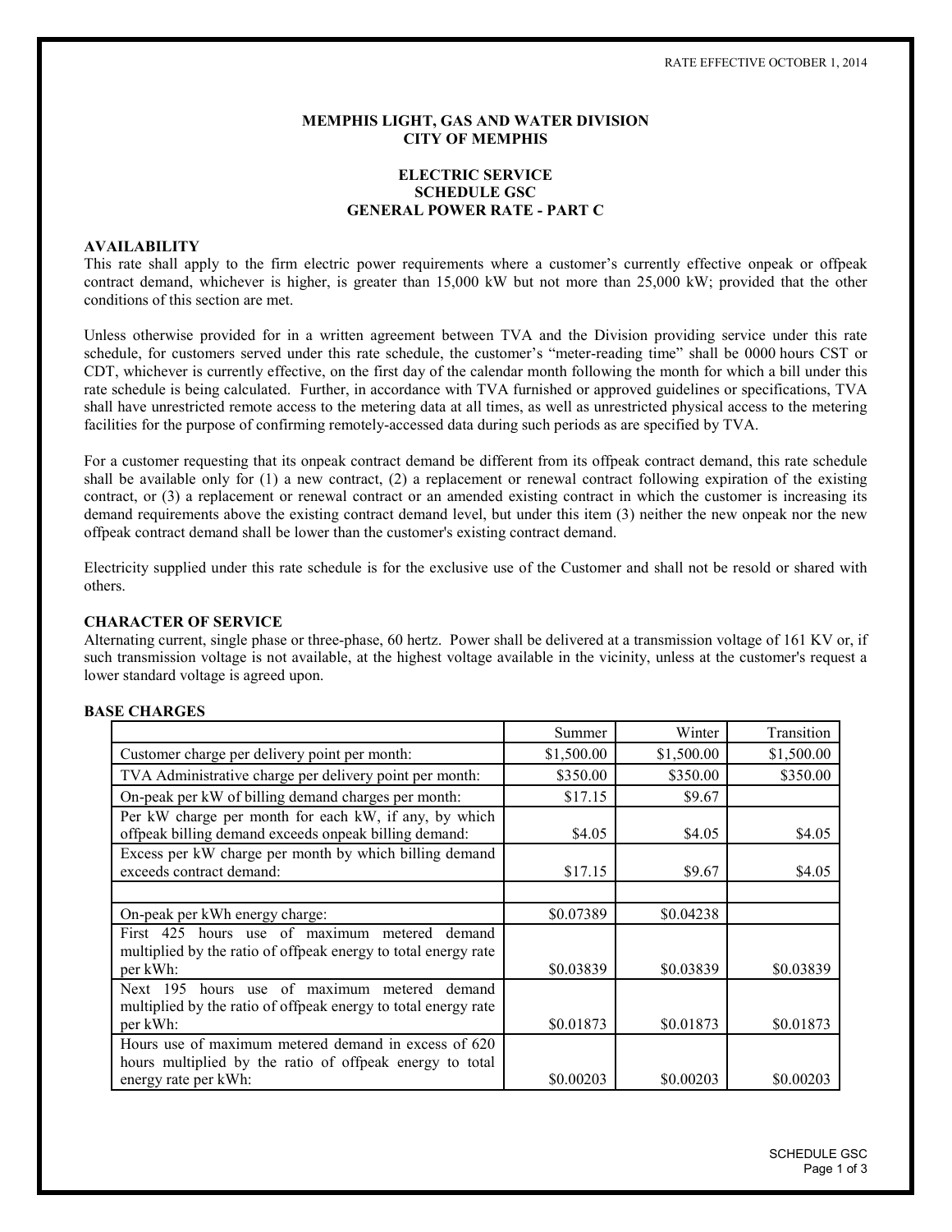RATE EFFECTIVE OCTOBER 1, 2014

# MEMPHIS LIGHT, GAS AND WATER DIVISION
# CITY OF MEMPHIS

## ELECTRIC SERVICE
## SCHEDULE GSC
## GENERAL POWER RATE - PART C

### AVAILABILITY

This rate shall apply to the firm electric power requirements where a customer's currently effective onpeak or offpeak contract demand, whichever is higher, is greater than 15,000 kW but not more than 25,000 kW; provided that the other conditions of this section are met.

Unless otherwise provided for in a written agreement between TVA and the Division providing service under this rate schedule, for customers served under this rate schedule, the customer's "meter-reading time" shall be 0000 hours CST or CDT, whichever is currently effective, on the first day of the calendar month following the month for which a bill under this rate schedule is being calculated. Further, in accordance with TVA furnished or approved guidelines or specifications, TVA shall have unrestricted remote access to the metering data at all times, as well as unrestricted physical access to the metering facilities for the purpose of confirming remotely-accessed data during such periods as are specified by TVA.

For a customer requesting that its onpeak contract demand be different from its offpeak contract demand, this rate schedule shall be available only for (1) a new contract, (2) a replacement or renewal contract following expiration of the existing contract, or (3) a replacement or renewal contract or an amended existing contract in which the customer is increasing its demand requirements above the existing contract demand level, but under this item (3) neither the new onpeak nor the new offpeak contract demand shall be lower than the customer's existing contract demand.

Electricity supplied under this rate schedule is for the exclusive use of the Customer and shall not be resold or shared with others.

### CHARACTER OF SERVICE

Alternating current, single phase or three-phase, 60 hertz. Power shall be delivered at a transmission voltage of 161 KV or, if such transmission voltage is not available, at the highest voltage available in the vicinity, unless at the customer's request a lower standard voltage is agreed upon.

### BASE CHARGES

| | Summer | Winter | Transition |
|---|---|---|---|
| Customer charge per delivery point per month: | $1,500.00 | $1,500.00 | $1,500.00 |
| TVA Administrative charge per delivery point per month: | $350.00 | $350.00 | $350.00 |
| On-peak per kW of billing demand charges per month: | $17.15 | $9.67 | |
| Per kW charge per month for each kW, if any, by which offpeak billing demand exceeds onpeak billing demand: | $4.05 | $4.05 | $4.05 |
| Excess per kW charge per month by which billing demand exceeds contract demand: | $17.15 | $9.67 | $4.05 |
| | | | |
| On-peak per kWh energy charge: | $0.07389 | $0.04238 | |
| First 425 hours use of maximum metered demand multiplied by the ratio of offpeak energy to total energy rate per kWh: | $0.03839 | $0.03839 | $0.03839 |
| Next 195 hours use of maximum metered demand multiplied by the ratio of offpeak energy to total energy rate per kWh: | $0.01873 | $0.01873 | $0.01873 |
| Hours use of maximum metered demand in excess of 620 hours multiplied by the ratio of offpeak energy to total energy rate per kWh: | $0.00203 | $0.00203 | $0.00203 |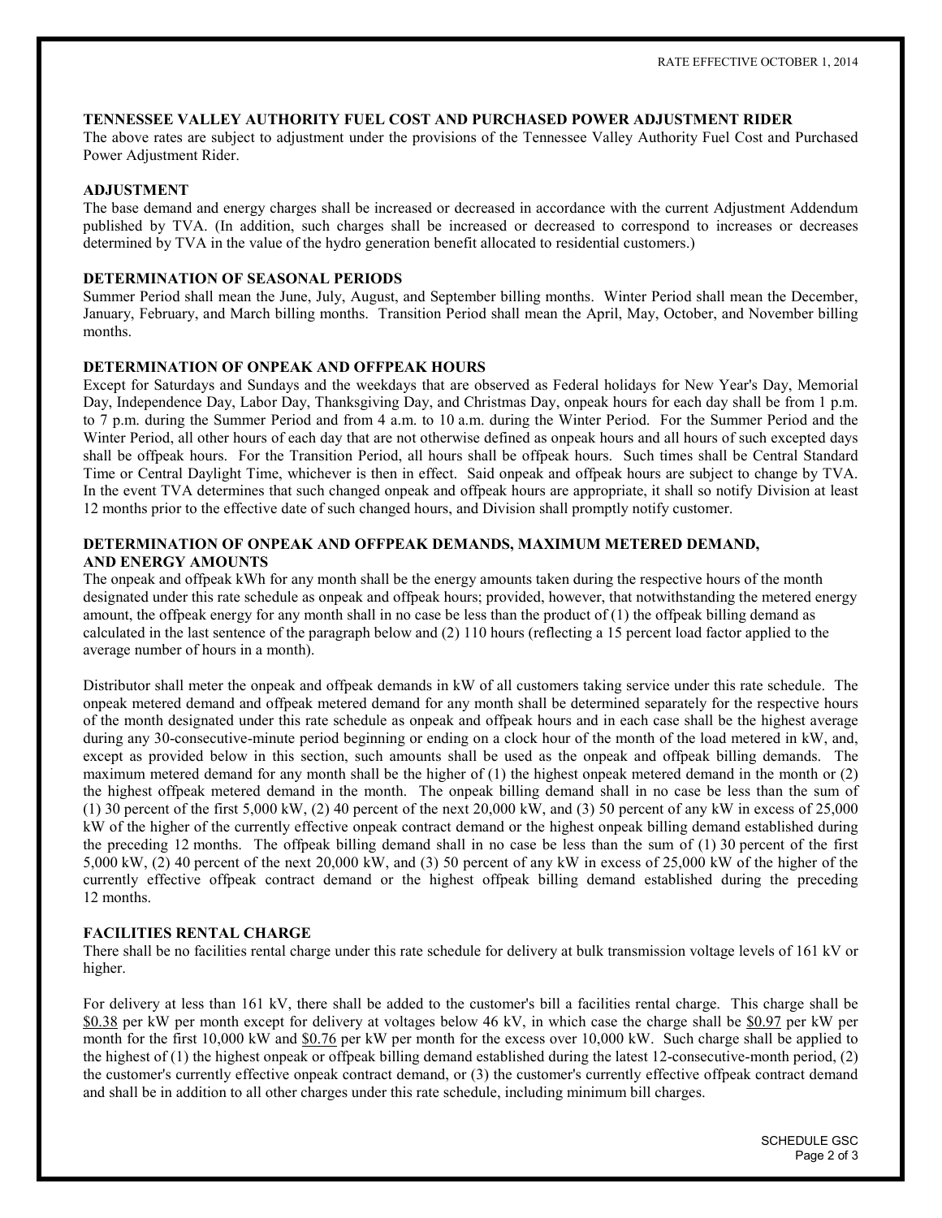RATE EFFECTIVE OCTOBER 1, 2014

**TENNESSEE VALLEY AUTHORITY FUEL COST AND PURCHASED POWER ADJUSTMENT RIDER**

The above rates are subject to adjustment under the provisions of the Tennessee Valley Authority Fuel Cost and Purchased Power Adjustment Rider.

**ADJUSTMENT**

The base demand and energy charges shall be increased or decreased in accordance with the current Adjustment Addendum published by TVA. (In addition, such charges shall be increased or decreased to correspond to increases or decreases determined by TVA in the value of the hydro generation benefit allocated to residential customers.)

**DETERMINATION OF SEASONAL PERIODS**

Summer Period shall mean the June, July, August, and September billing months. Winter Period shall mean the December, January, February, and March billing months. Transition Period shall mean the April, May, October, and November billing months.

**DETERMINATION OF ONPEAK AND OFFPEAK HOURS**

Except for Saturdays and Sundays and the weekdays that are observed as Federal holidays for New Year's Day, Memorial Day, Independence Day, Labor Day, Thanksgiving Day, and Christmas Day, onpeak hours for each day shall be from 1 p.m. to 7 p.m. during the Summer Period and from 4 a.m. to 10 a.m. during the Winter Period. For the Summer Period and the Winter Period, all other hours of each day that are not otherwise defined as onpeak hours and all hours of such excepted days shall be offpeak hours. For the Transition Period, all hours shall be offpeak hours. Such times shall be Central Standard Time or Central Daylight Time, whichever is then in effect. Said onpeak and offpeak hours are subject to change by TVA. In the event TVA determines that such changed onpeak and offpeak hours are appropriate, it shall so notify Division at least 12 months prior to the effective date of such changed hours, and Division shall promptly notify customer.

**DETERMINATION OF ONPEAK AND OFFPEAK DEMANDS, MAXIMUM METERED DEMAND, AND ENERGY AMOUNTS**

The onpeak and offpeak kWh for any month shall be the energy amounts taken during the respective hours of the month designated under this rate schedule as onpeak and offpeak hours; provided, however, that notwithstanding the metered energy amount, the offpeak energy for any month shall in no case be less than the product of (1) the offpeak billing demand as calculated in the last sentence of the paragraph below and (2) 110 hours (reflecting a 15 percent load factor applied to the average number of hours in a month).

Distributor shall meter the onpeak and offpeak demands in kW of all customers taking service under this rate schedule. The onpeak metered demand and offpeak metered demand for any month shall be determined separately for the respective hours of the month designated under this rate schedule as onpeak and offpeak hours and in each case shall be the highest average during any 30-consecutive-minute period beginning or ending on a clock hour of the month of the load metered in kW, and, except as provided below in this section, such amounts shall be used as the onpeak and offpeak billing demands. The maximum metered demand for any month shall be the higher of (1) the highest onpeak metered demand in the month or (2) the highest offpeak metered demand in the month. The onpeak billing demand shall in no case be less than the sum of (1) 30 percent of the first 5,000 kW, (2) 40 percent of the next 20,000 kW, and (3) 50 percent of any kW in excess of 25,000 kW of the higher of the currently effective onpeak contract demand or the highest onpeak billing demand established during the preceding 12 months. The offpeak billing demand shall in no case be less than the sum of (1) 30 percent of the first 5,000 kW, (2) 40 percent of the next 20,000 kW, and (3) 50 percent of any kW in excess of 25,000 kW of the higher of the currently effective offpeak contract demand or the highest offpeak billing demand established during the preceding 12 months.

**FACILITIES RENTAL CHARGE**

There shall be no facilities rental charge under this rate schedule for delivery at bulk transmission voltage levels of 161 kV or higher.

For delivery at less than 161 kV, there shall be added to the customer's bill a facilities rental charge. This charge shall be $0.38 per kW per month except for delivery at voltages below 46 kV, in which case the charge shall be $0.97 per kW per month for the first 10,000 kW and $0.76 per kW per month for the excess over 10,000 kW. Such charge shall be applied to the highest of (1) the highest onpeak or offpeak billing demand established during the latest 12-consecutive-month period, (2) the customer's currently effective onpeak contract demand, or (3) the customer's currently effective offpeak contract demand and shall be in addition to all other charges under this rate schedule, including minimum bill charges.

SCHEDULE GSC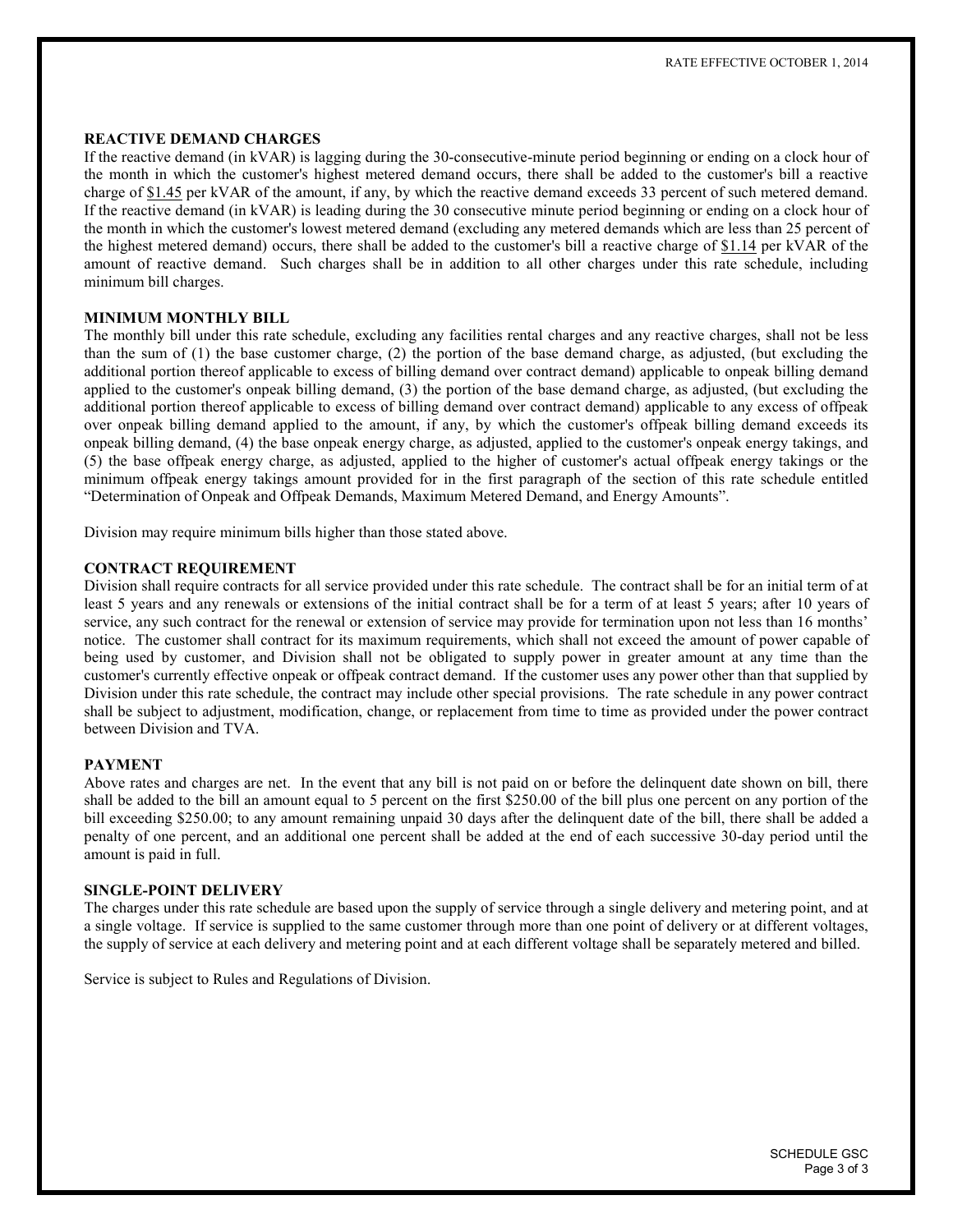## REACTIVE DEMAND CHARGES

If the reactive demand (in kVAR) is lagging during the 30-consecutive-minute period beginning or ending on a clock hour of the month in which the customer's highest metered demand occurs, there shall be added to the customer's bill a reactive charge of $1.45 per kVAR of the amount, if any, by which the reactive demand exceeds 33 percent of such metered demand. If the reactive demand (in kVAR) is leading during the 30 consecutive minute period beginning or ending on a clock hour of the month in which the customer's lowest metered demand (excluding any metered demands which are less than 25 percent of the highest metered demand) occurs, there shall be added to the customer's bill a reactive charge of $1.14 per kVAR of the amount of reactive demand. Such charges shall be in addition to all other charges under this rate schedule, including minimum bill charges.

## MINIMUM MONTHLY BILL

The monthly bill under this rate schedule, excluding any facilities rental charges and any reactive charges, shall not be less than the sum of (1) the base customer charge, (2) the portion of the base demand charge, as adjusted, (but excluding the additional portion thereof applicable to excess of billing demand over contract demand) applicable to onpeak billing demand applied to the customer's onpeak billing demand, (3) the portion of the base demand charge, as adjusted, (but excluding the additional portion thereof applicable to excess of billing demand over contract demand) applicable to any excess of offpeak over onpeak billing demand applied to the amount, if any, by which the customer's offpeak billing demand exceeds its onpeak billing demand, (4) the base onpeak energy charge, as adjusted, applied to the customer's onpeak energy takings, and (5) the base offpeak energy charge, as adjusted, applied to the higher of customer's actual offpeak energy takings or the minimum offpeak energy takings amount provided for in the first paragraph of the section of this rate schedule entitled "Determination of Onpeak and Offpeak Demands, Maximum Metered Demand, and Energy Amounts".

Division may require minimum bills higher than those stated above.

## CONTRACT REQUIREMENT

Division shall require contracts for all service provided under this rate schedule. The contract shall be for an initial term of at least 5 years and any renewals or extensions of the initial contract shall be for a term of at least 5 years; after 10 years of service, any such contract for the renewal or extension of service may provide for termination upon not less than 16 months' notice. The customer shall contract for its maximum requirements, which shall not exceed the amount of power capable of being used by customer, and Division shall not be obligated to supply power in greater amount at any time than the customer's currently effective onpeak or offpeak contract demand. If the customer uses any power other than that supplied by Division under this rate schedule, the contract may include other special provisions. The rate schedule in any power contract shall be subject to adjustment, modification, change, or replacement from time to time as provided under the power contract between Division and TVA.

## PAYMENT

Above rates and charges are net. In the event that any bill is not paid on or before the delinquent date shown on bill, there shall be added to the bill an amount equal to 5 percent on the first $250.00 of the bill plus one percent on any portion of the bill exceeding $250.00; to any amount remaining unpaid 30 days after the delinquent date of the bill, there shall be added a penalty of one percent, and an additional one percent shall be added at the end of each successive 30-day period until the amount is paid in full.

## SINGLE-POINT DELIVERY

The charges under this rate schedule are based upon the supply of service through a single delivery and metering point, and at a single voltage. If service is supplied to the same customer through more than one point of delivery or at different voltages, the supply of service at each delivery and metering point and at each different voltage shall be separately metered and billed.

Service is subject to Rules and Regulations of Division.